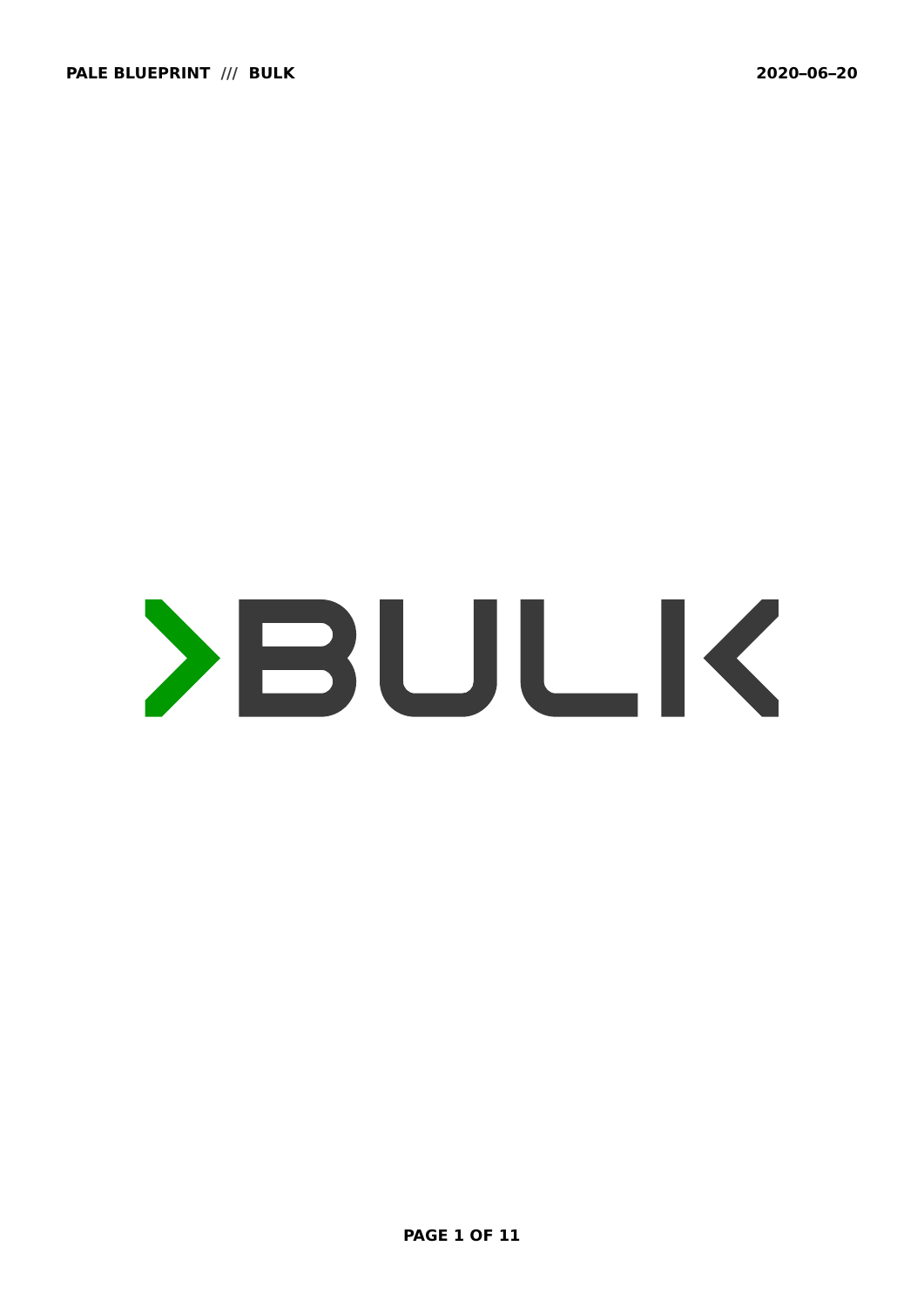# >BULK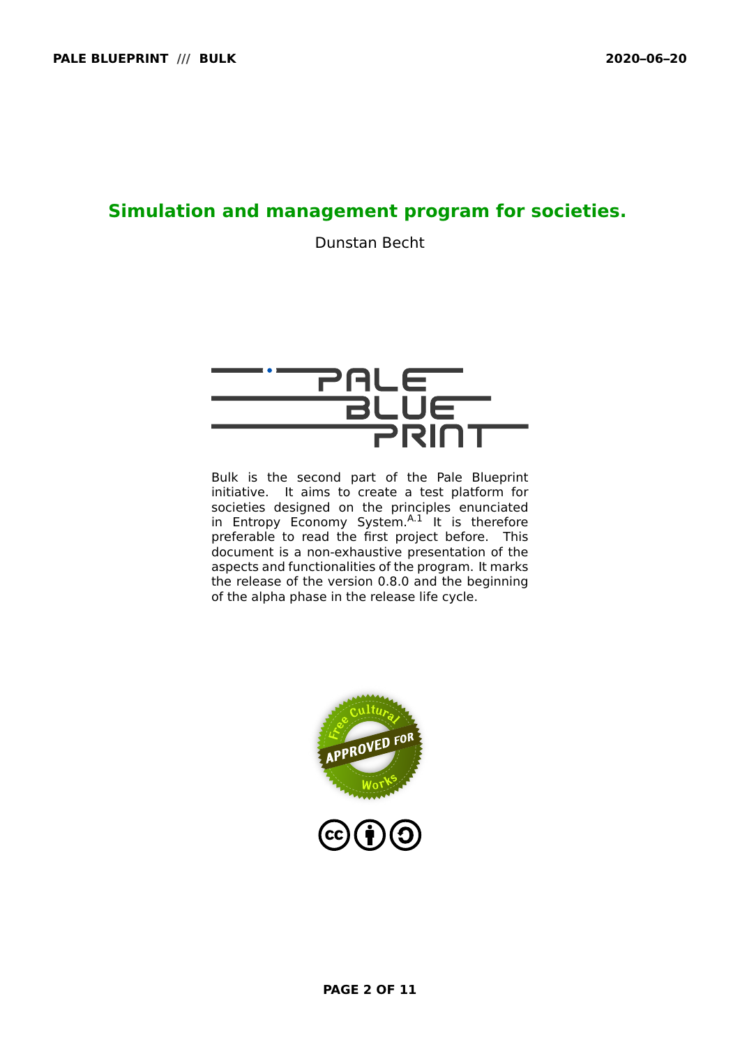# Simulation and management program for societies.

Dunstan Becht

Bulk is the second part of the Pale Blueprint initiative. It aims to create a test platform for societies designed on the principles enunciated in Entropy Economy System.[A.1] It is therefore preferable to read the first project before. This document is a non-exhaustive presentation of the aspects and functionalities of the program. It marks the release of the version 0.8.0 and the beginning of the alpha phase in the release life cycle.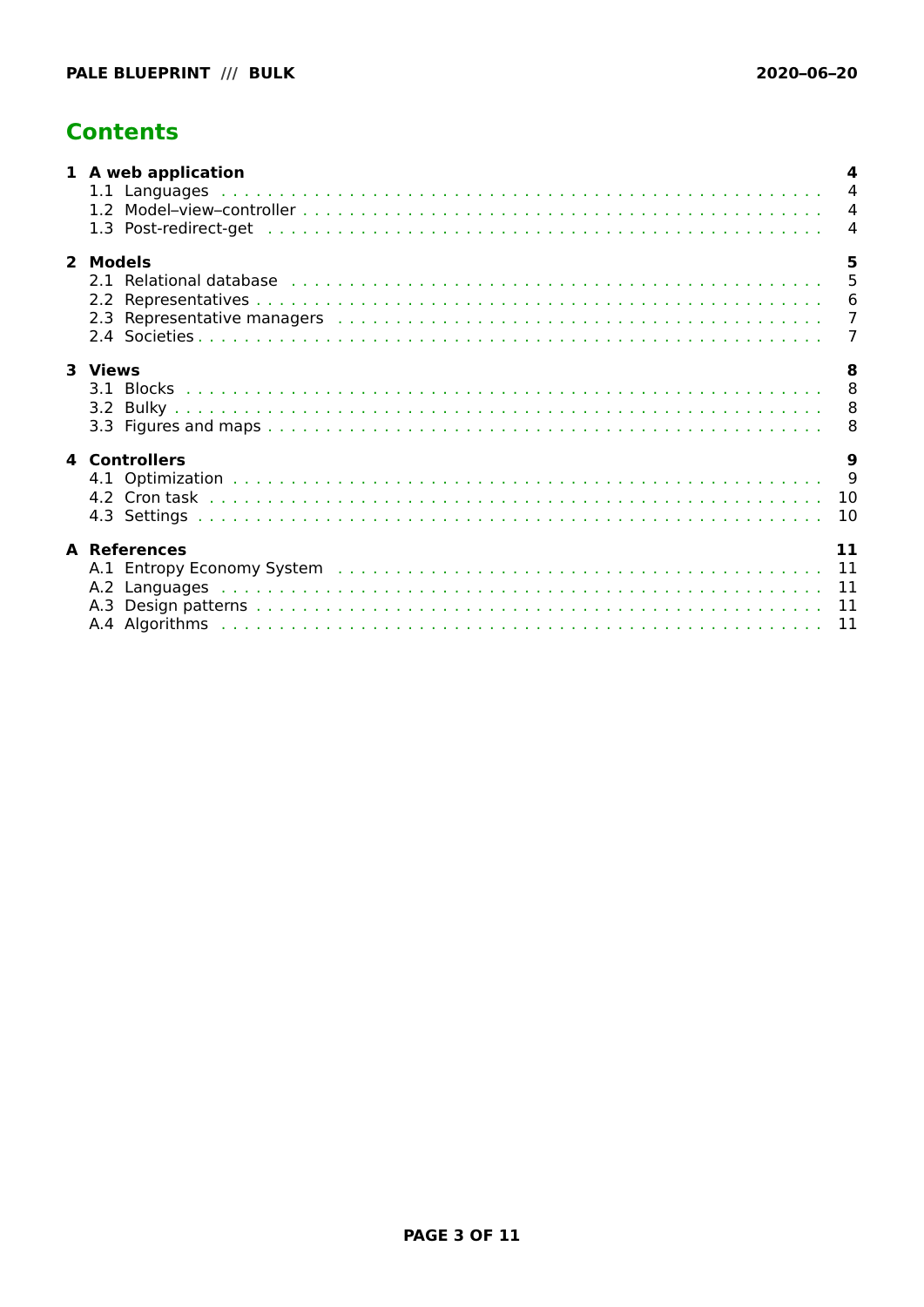# Contents

**1 A web application** — **4**
- 1.1 Languages — 4
- 1.2 Model–view–controller — 4
- 1.3 Post-redirect-get — 4

**2 Models** — **5**
- 2.1 Relational database — 5
- 2.2 Representatives — 6
- 2.3 Representative managers — 7
- 2.4 Societies — 7

**3 Views** — **8**
- 3.1 Blocks — 8
- 3.2 Bulky — 8
- 3.3 Figures and maps — 8

**4 Controllers** — **9**
- 4.1 Optimization — 9
- 4.2 Cron task — 10
- 4.3 Settings — 10

**A References** — **11**
- A.1 Entropy Economy System — 11
- A.2 Languages — 11
- A.3 Design patterns — 11
- A.4 Algorithms — 11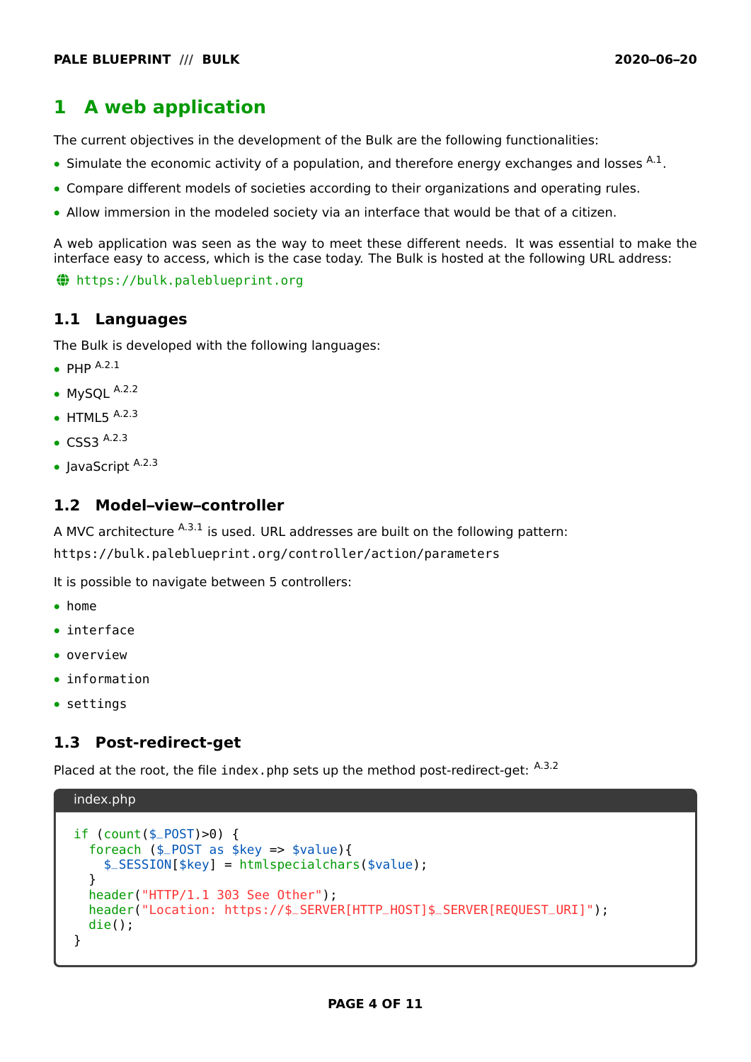# 1 A web application

The current objectives in the development of the Bulk are the following functionalities:

- Simulate the economic activity of a population, and therefore energy exchanges and losses [A.1].
- Compare different models of societies according to their organizations and operating rules.
- Allow immersion in the modeled society via an interface that would be that of a citizen.

A web application was seen as the way to meet these different needs. It was essential to make the interface easy to access, which is the case today. The Bulk is hosted at the following URL address:

https://bulk.paleblueprint.org

## 1.1 Languages

The Bulk is developed with the following languages:

- PHP [A.2.1]
- MySQL [A.2.2]
- HTML5 [A.2.3]
- CSS3 [A.2.3]
- JavaScript [A.2.3]

## 1.2 Model–view–controller

A MVC architecture [A.3.1] is used. URL addresses are built on the following pattern:

`https://bulk.paleblueprint.org/controller/action/parameters`

It is possible to navigate between 5 controllers:

- `home`
- `interface`
- `overview`
- `information`
- `settings`

## 1.3 Post-redirect-get

Placed at the root, the file `index.php` sets up the method post-redirect-get: [A.3.2]

index.php

```php
if (count($_POST)>0) {
  foreach ($_POST as $key => $value){
    $_SESSION[$key] = htmlspecialchars($value);
  }
  header("HTTP/1.1 303 See Other");
  header("Location: https://$_SERVER[HTTP_HOST]$_SERVER[REQUEST_URI]");
  die();
}
```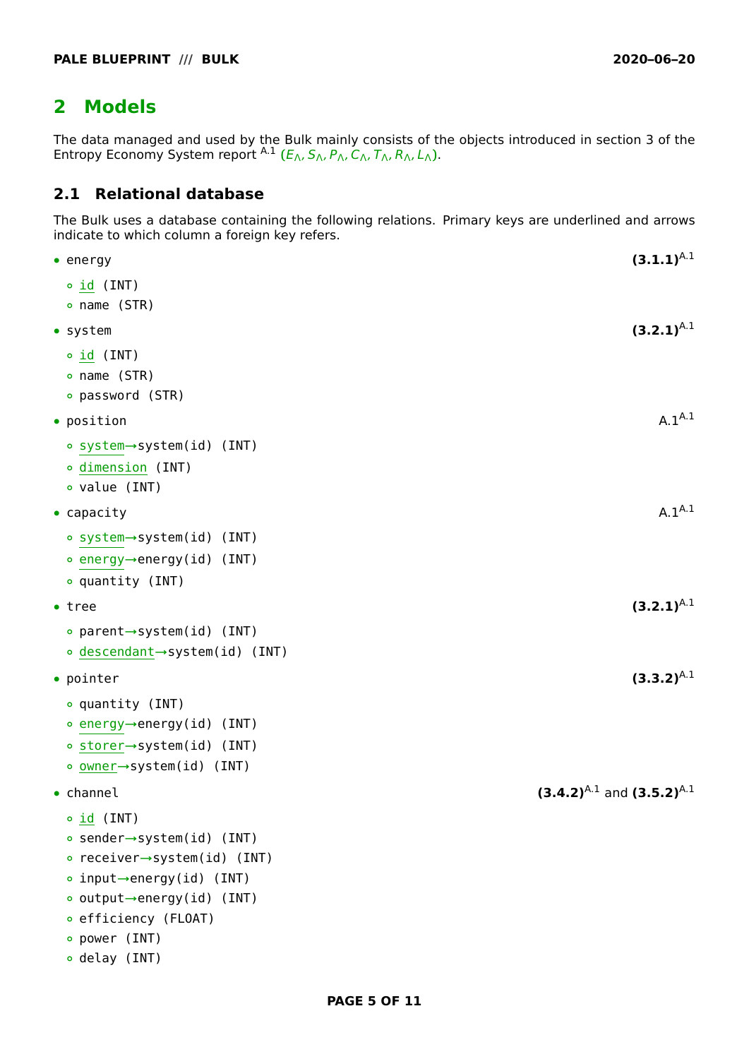## 2 Models

The data managed and used by the Bulk mainly consists of the objects introduced in section 3 of the Entropy Economy System report [A.1] ($E_\wedge, S_\wedge, P_\wedge, C_\wedge, T_\wedge, R_\wedge, L_\wedge$).

### 2.1 Relational database

The Bulk uses a database containing the following relations. Primary keys are underlined and arrows indicate to which column a foreign key refers.

- `energy` **(3.1.1)**[A.1]
  - <u>`id`</u> `(INT)`
  - `name (STR)`
- `system` **(3.2.1)**[A.1]
  - <u>`id`</u> `(INT)`
  - `name (STR)`
  - `password (STR)`
- `position` A.1[A.1]
  - <u>`system`</u>`→system(id) (INT)`
  - <u>`dimension`</u> `(INT)`
  - `value (INT)`
- `capacity` A.1[A.1]
  - <u>`system`</u>`→system(id) (INT)`
  - <u>`energy`</u>`→energy(id) (INT)`
  - `quantity (INT)`
- `tree` **(3.2.1)**[A.1]
  - `parent→system(id) (INT)`
  - <u>`descendant`</u>`→system(id) (INT)`
- `pointer` **(3.3.2)**[A.1]
  - `quantity (INT)`
  - <u>`energy`</u>`→energy(id) (INT)`
  - <u>`storer`</u>`→system(id) (INT)`
  - <u>`owner`</u>`→system(id) (INT)`
- `channel` **(3.4.2)**[A.1] and **(3.5.2)**[A.1]
  - <u>`id`</u> `(INT)`
  - `sender→system(id) (INT)`
  - `receiver→system(id) (INT)`
  - `input→energy(id) (INT)`
  - `output→energy(id) (INT)`
  - `efficiency (FLOAT)`
  - `power (INT)`
  - `delay (INT)`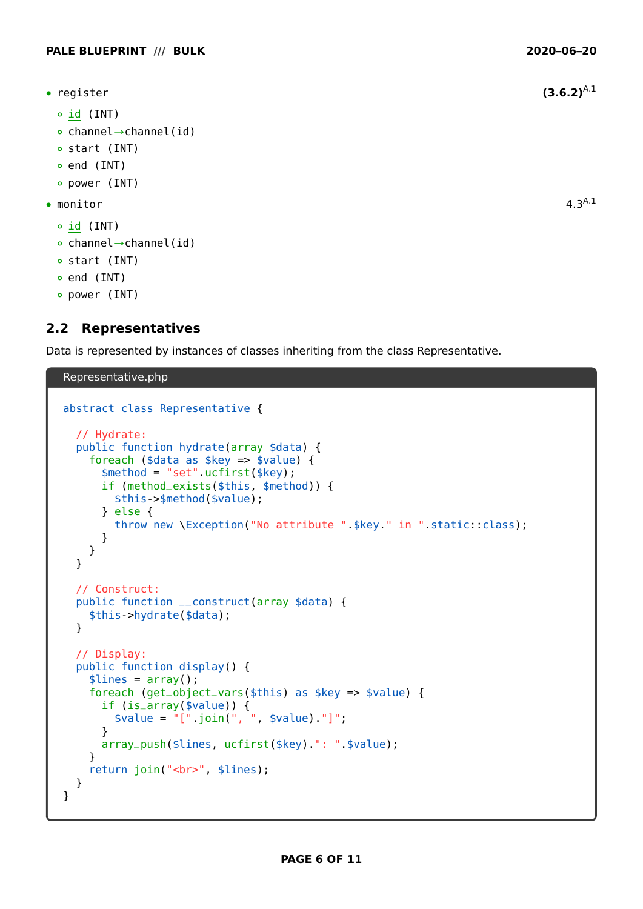- register **(3.6.2)**[A.1]
  - id (INT)
  - channel→channel(id)
  - start (INT)
  - end (INT)
  - power (INT)
- monitor 4.3[A.1]
  - id (INT)
  - channel→channel(id)
  - start (INT)
  - end (INT)
  - power (INT)

## 2.2 Representatives

Data is represented by instances of classes inheriting from the class Representative.

Representative.php

```php
abstract class Representative {

  // Hydrate:
  public function hydrate(array $data) {
    foreach ($data as $key => $value) {
      $method = "set".ucfirst($key);
      if (method_exists($this, $method)) {
        $this->$method($value);
      } else {
        throw new \Exception("No attribute ".$key." in ".static::class);
      }
    }
  }

  // Construct:
  public function __construct(array $data) {
    $this->hydrate($data);
  }

  // Display:
  public function display() {
    $lines = array();
    foreach (get_object_vars($this) as $key => $value) {
      if (is_array($value)) {
        $value = "[".join(", ", $value)."]";
      }
      array_push($lines, ucfirst($key).": ".$value);
    }
    return join("<br>", $lines);
  }
}
```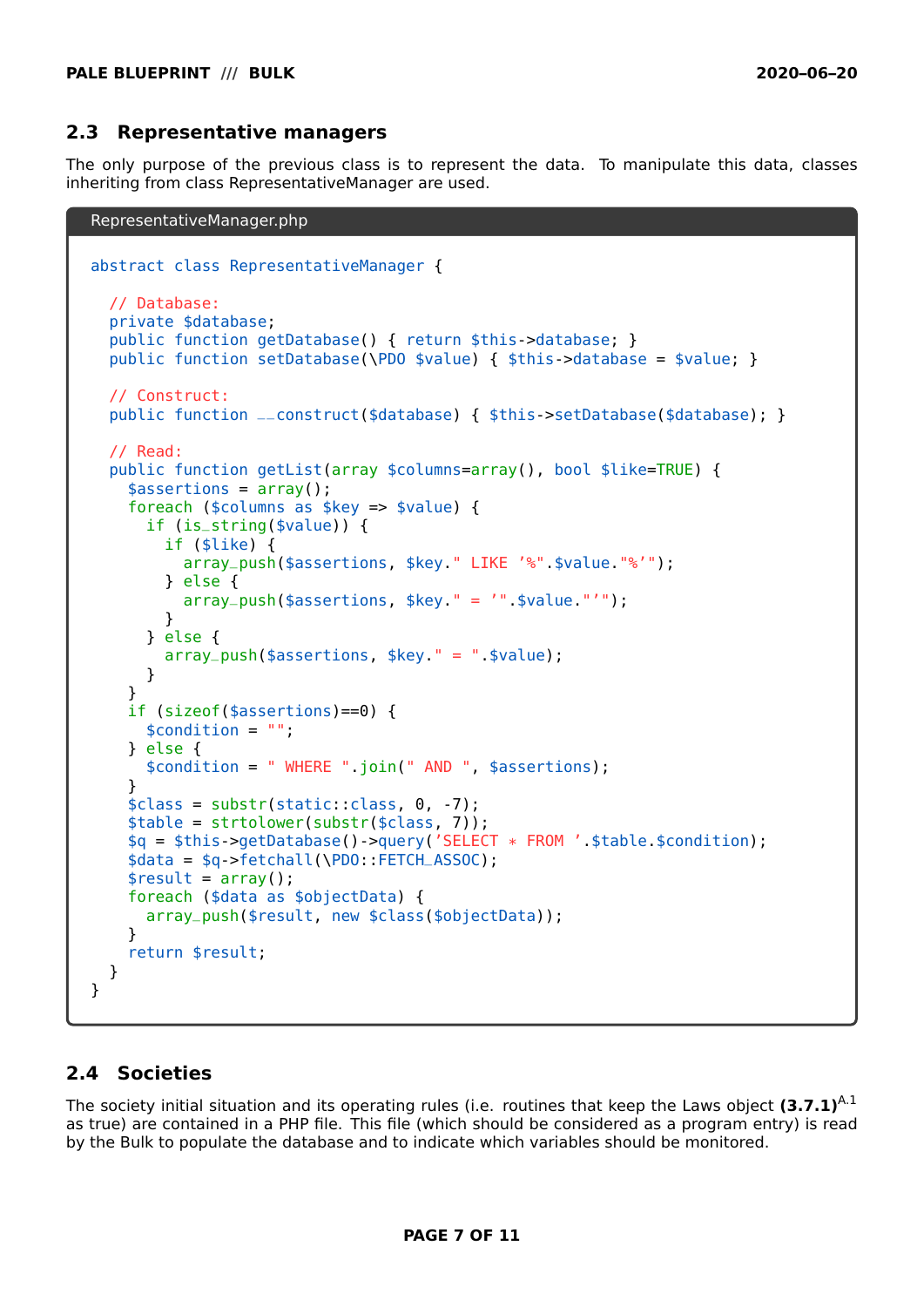## 2.3 Representative managers

The only purpose of the previous class is to represent the data. To manipulate this data, classes inheriting from class RepresentativeManager are used.

RepresentativeManager.php

```
abstract class RepresentativeManager {

  // Database:
  private $database;
  public function getDatabase() { return $this->database; }
  public function setDatabase(\PDO $value) { $this->database = $value; }

  // Construct:
  public function __construct($database) { $this->setDatabase($database); }

  // Read:
  public function getList(array $columns=array(), bool $like=TRUE) {
    $assertions = array();
    foreach ($columns as $key => $value) {
      if (is_string($value)) {
        if ($like) {
          array_push($assertions, $key." LIKE '%".$value."%'");
        } else {
          array_push($assertions, $key." = '".$value."'");
        }
      } else {
        array_push($assertions, $key." = ".$value);
      }
    }
    if (sizeof($assertions)==0) {
      $condition = "";
    } else {
      $condition = " WHERE ".join(" AND ", $assertions);
    }
    $class = substr(static::class, 0, -7);
    $table = strtolower(substr($class, 7));
    $q = $this->getDatabase()->query('SELECT * FROM '.$table.$condition);
    $data = $q->fetchall(\PDO::FETCH_ASSOC);
    $result = array();
    foreach ($data as $objectData) {
      array_push($result, new $class($objectData));
    }
    return $result;
  }
}
```

## 2.4 Societies

The society initial situation and its operating rules (i.e. routines that keep the Laws object **(3.7.1)**[A.1] as true) are contained in a PHP file. This file (which should be considered as a program entry) is read by the Bulk to populate the database and to indicate which variables should be monitored.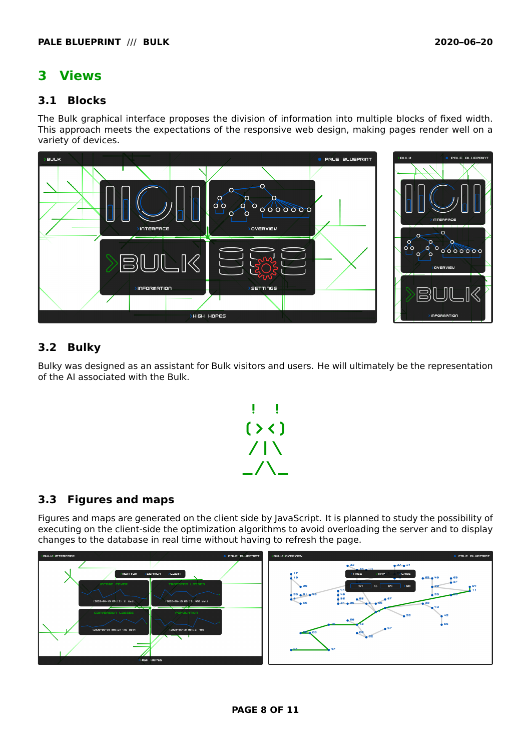# 3 Views

## 3.1 Blocks

The Bulk graphical interface proposes the division of information into multiple blocks of fixed width. This approach meets the expectations of the responsive web design, making pages render well on a variety of devices.

## 3.2 Bulky

Bulky was designed as an assistant for Bulk visitors and users. He will ultimately be the representation of the AI associated with the Bulk.

```
 !  !
(> <)
 /|\
_/\_
```

## 3.3 Figures and maps

Figures and maps are generated on the client side by JavaScript. It is planned to study the possibility of executing on the client-side the optimization algorithms to avoid overloading the server and to display changes to the database in real time without having to refresh the page.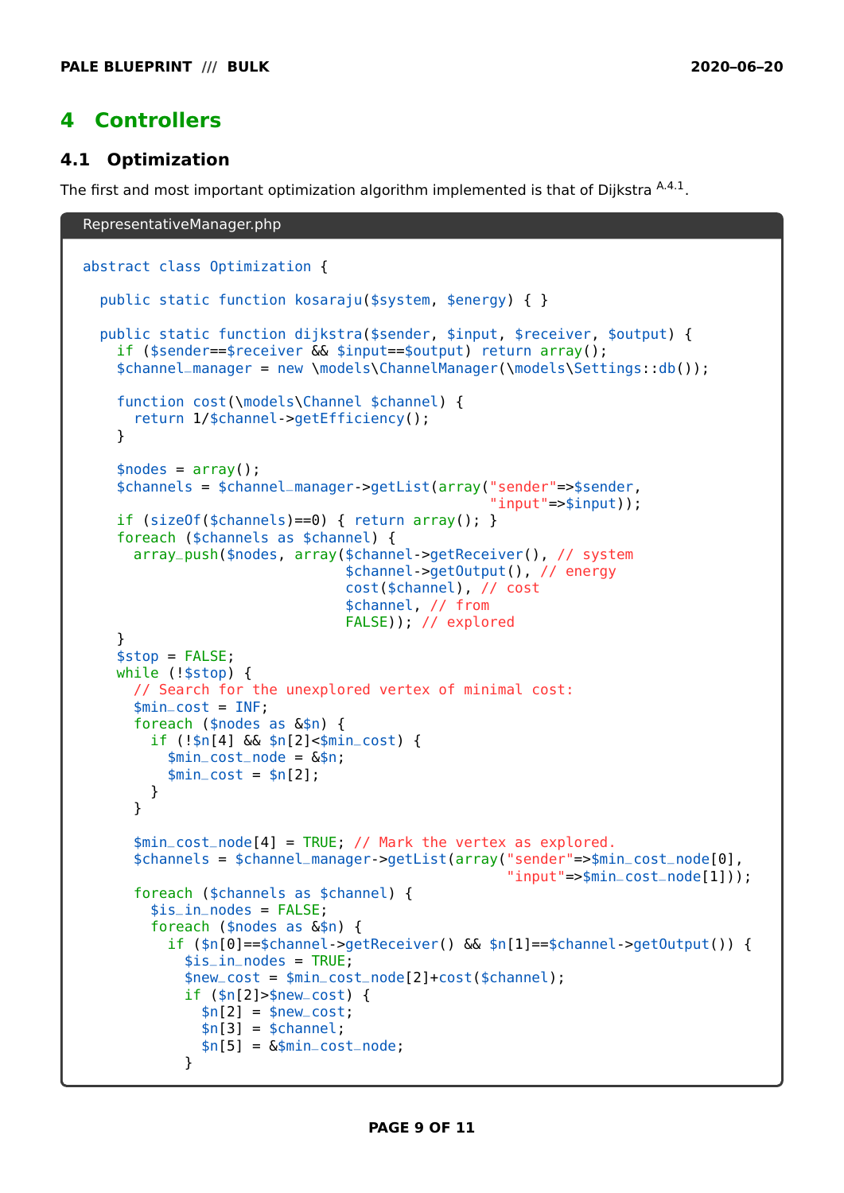# 4 Controllers

## 4.1 Optimization

The first and most important optimization algorithm implemented is that of Dijkstra [A.4.1].

RepresentativeManager.php

```
abstract class Optimization {

  public static function kosaraju($system, $energy) { }

  public static function dijkstra($sender, $input, $receiver, $output) {
    if ($sender==$receiver && $input==$output) return array();
    $channel_manager = new \models\ChannelManager(\models\Settings::db());

    function cost(\models\Channel $channel) {
      return 1/$channel->getEfficiency();
    }

    $nodes = array();
    $channels = $channel_manager->getList(array("sender"=>$sender,
                                                "input"=>$input));
    if (sizeOf($channels)==0) { return array(); }
    foreach ($channels as $channel) {
      array_push($nodes, array($channel->getReceiver(), // system
                               $channel->getOutput(), // energy
                               cost($channel), // cost
                               $channel, // from
                               FALSE)); // explored
    }
    $stop = FALSE;
    while (!$stop) {
      // Search for the unexplored vertex of minimal cost:
      $min_cost = INF;
      foreach ($nodes as &$n) {
        if (!$n[4] && $n[2]<$min_cost) {
          $min_cost_node = &$n;
          $min_cost = $n[2];
        }
      }

      $min_cost_node[4] = TRUE; // Mark the vertex as explored.
      $channels = $channel_manager->getList(array("sender"=>$min_cost_node[0],
                                                  "input"=>$min_cost_node[1]));
      foreach ($channels as $channel) {
        $is_in_nodes = FALSE;
        foreach ($nodes as &$n) {
          if ($n[0]==$channel->getReceiver() && $n[1]==$channel->getOutput()) {
            $is_in_nodes = TRUE;
            $new_cost = $min_cost_node[2]+cost($channel);
            if ($n[2]>$new_cost) {
              $n[2] = $new_cost;
              $n[3] = $channel;
              $n[5] = &$min_cost_node;
            }
```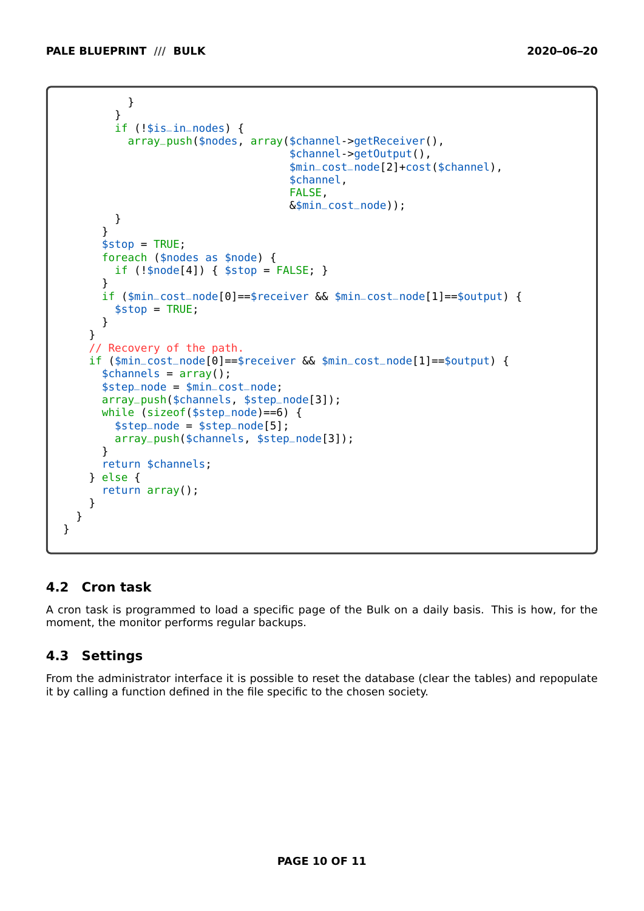```
          }
        }
        if (!$is_in_nodes) {
          array_push($nodes, array($channel->getReceiver(),
                                   $channel->getOutput(),
                                   $min_cost_node[2]+cost($channel),
                                   $channel,
                                   FALSE,
                                   &$min_cost_node));
        }
      }
      $stop = TRUE;
      foreach ($nodes as $node) {
        if (!$node[4]) { $stop = FALSE; }
      }
      if ($min_cost_node[0]==$receiver && $min_cost_node[1]==$output) {
        $stop = TRUE;
      }
    }
    // Recovery of the path.
    if ($min_cost_node[0]==$receiver && $min_cost_node[1]==$output) {
      $channels = array();
      $step_node = $min_cost_node;
      array_push($channels, $step_node[3]);
      while (sizeof($step_node)==6) {
        $step_node = $step_node[5];
        array_push($channels, $step_node[3]);
      }
      return $channels;
    } else {
      return array();
    }
  }
}
```

## 4.2 Cron task

A cron task is programmed to load a specific page of the Bulk on a daily basis. This is how, for the moment, the monitor performs regular backups.

## 4.3 Settings

From the administrator interface it is possible to reset the database (clear the tables) and repopulate it by calling a function defined in the file specific to the chosen society.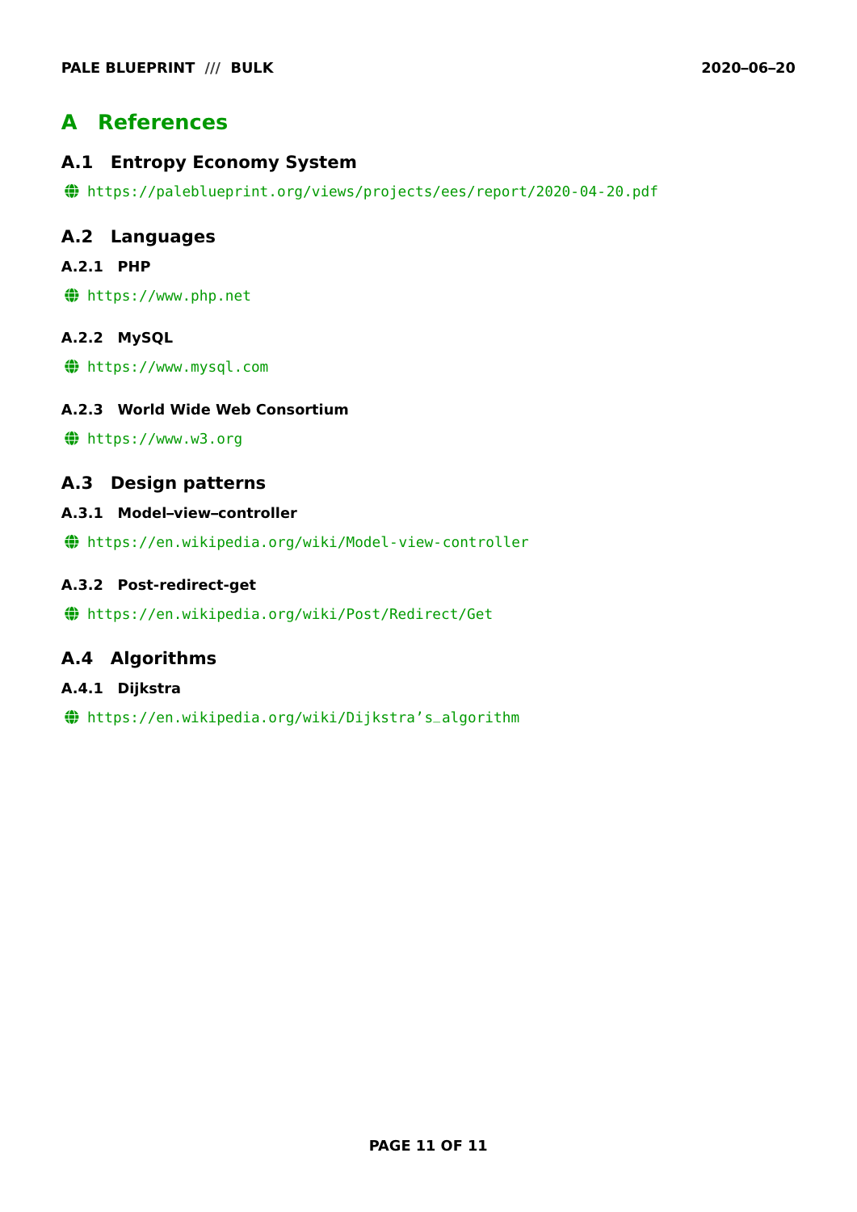# A References

## A.1 Entropy Economy System

🌐 https://paleblueprint.org/views/projects/ees/report/2020-04-20.pdf

## A.2 Languages

### A.2.1 PHP

🌐 https://www.php.net

### A.2.2 MySQL

🌐 https://www.mysql.com

### A.2.3 World Wide Web Consortium

🌐 https://www.w3.org

## A.3 Design patterns

### A.3.1 Model–view–controller

🌐 https://en.wikipedia.org/wiki/Model-view-controller

### A.3.2 Post-redirect-get

🌐 https://en.wikipedia.org/wiki/Post/Redirect/Get

## A.4 Algorithms

### A.4.1 Dijkstra

🌐 https://en.wikipedia.org/wiki/Dijkstra's_algorithm